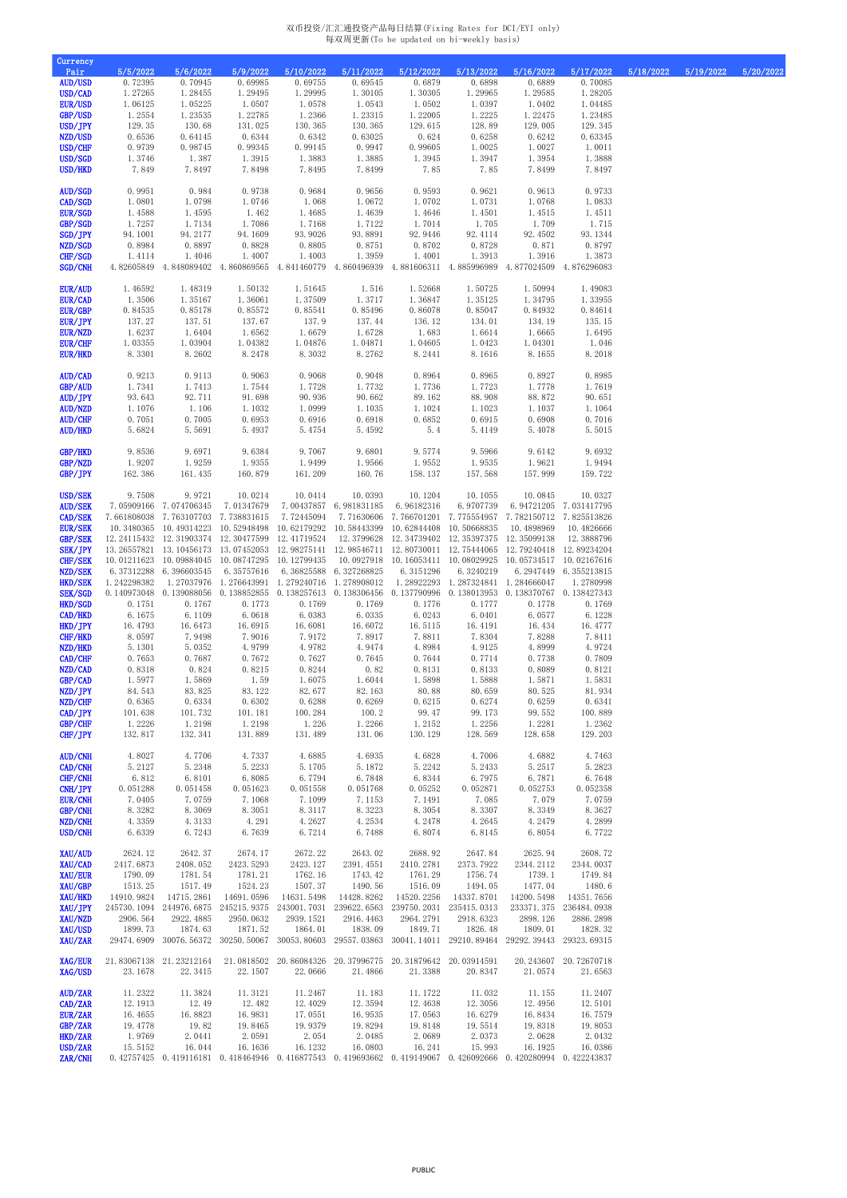双币投资/汇汇通投资产品每日结算(Fixing Rates for DCI/EYI only)
每双周更新(To be updated on bi-weekly basis)

| Currency Pair | 5/5/2022 | 5/6/2022 | 5/9/2022 | 5/10/2022 | 5/11/2022 | 5/12/2022 | 5/13/2022 | 5/16/2022 | 5/17/2022 | 5/18/2022 | 5/19/2022 | 5/20/2022 |
|---|---|---|---|---|---|---|---|---|---|---|---|---|
| AUD/USD | 0.72395 | 0.70945 | 0.69985 | 0.69755 | 0.69545 | 0.6879 | 0.6898 | 0.6889 | 0.70085 | | | |
| USD/CAD | 1.27265 | 1.28455 | 1.29495 | 1.29995 | 1.30105 | 1.30305 | 1.29965 | 1.29585 | 1.28205 | | | |
| EUR/USD | 1.06125 | 1.05225 | 1.0507 | 1.0578 | 1.0543 | 1.0502 | 1.0397 | 1.0402 | 1.04485 | | | |
| GBP/USD | 1.2554 | 1.23535 | 1.22785 | 1.2366 | 1.23315 | 1.22005 | 1.2225 | 1.22475 | 1.23485 | | | |
| USD/JPY | 129.35 | 130.68 | 131.025 | 130.365 | 130.365 | 129.615 | 128.89 | 129.005 | 129.345 | | | |
| NZD/USD | 0.6536 | 0.64145 | 0.6344 | 0.6342 | 0.63025 | 0.624 | 0.6258 | 0.6242 | 0.63345 | | | |
| USD/CHF | 0.9739 | 0.98745 | 0.99345 | 0.99145 | 0.9947 | 0.99605 | 1.0025 | 1.0027 | 1.0011 | | | |
| USD/SGD | 1.3746 | 1.387 | 1.3915 | 1.3883 | 1.3885 | 1.3945 | 1.3947 | 1.3954 | 1.3888 | | | |
| USD/HKD | 7.849 | 7.8497 | 7.8498 | 7.8495 | 7.8499 | 7.85 | 7.85 | 7.8499 | 7.8497 | | | |
| | | | | | | | | | | | | |
| AUD/SGD | 0.9951 | 0.984 | 0.9738 | 0.9684 | 0.9656 | 0.9593 | 0.9621 | 0.9613 | 0.9733 | | | |
| CAD/SGD | 1.0801 | 1.0798 | 1.0746 | 1.068 | 1.0672 | 1.0702 | 1.0731 | 1.0768 | 1.0833 | | | |
| EUR/SGD | 1.4588 | 1.4595 | 1.462 | 1.4685 | 1.4639 | 1.4646 | 1.4501 | 1.4515 | 1.4511 | | | |
| GBP/SGD | 1.7257 | 1.7134 | 1.7086 | 1.7168 | 1.7122 | 1.7014 | 1.705 | 1.709 | 1.715 | | | |
| SGD/JPY | 94.1001 | 94.2177 | 94.1609 | 93.9026 | 93.8891 | 92.9446 | 92.4114 | 92.4502 | 93.1344 | | | |
| NZD/SGD | 0.8984 | 0.8897 | 0.8828 | 0.8805 | 0.8751 | 0.8702 | 0.8728 | 0.871 | 0.8797 | | | |
| CHF/SGD | 1.4114 | 1.4046 | 1.4007 | 1.4003 | 1.3959 | 1.4001 | 1.3913 | 1.3916 | 1.3873 | | | |
| SGD/CNH | 4.82605849 | 4.848089402 | 4.860869565 | 4.841460779 | 4.860496939 | 4.881606311 | 4.885996989 | 4.877024509 | 4.876296083 | | | |
| | | | | | | | | | | | | |
| EUR/AUD | 1.46592 | 1.48319 | 1.50132 | 1.51645 | 1.516 | 1.52668 | 1.50725 | 1.50994 | 1.49083 | | | |
| EUR/CAD | 1.3506 | 1.35167 | 1.36061 | 1.37509 | 1.3717 | 1.36847 | 1.35125 | 1.34795 | 1.33955 | | | |
| EUR/GBP | 0.84535 | 0.85178 | 0.85572 | 0.85541 | 0.85496 | 0.86078 | 0.85047 | 0.84932 | 0.84614 | | | |
| EUR/JPY | 137.27 | 137.51 | 137.67 | 137.9 | 137.44 | 136.12 | 134.01 | 134.19 | 135.15 | | | |
| EUR/NZD | 1.6237 | 1.6404 | 1.6562 | 1.6679 | 1.6728 | 1.683 | 1.6614 | 1.6665 | 1.6495 | | | |
| EUR/CHF | 1.03355 | 1.03904 | 1.04382 | 1.04876 | 1.04871 | 1.04605 | 1.0423 | 1.04301 | 1.046 | | | |
| EUR/HKD | 8.3301 | 8.2602 | 8.2478 | 8.3032 | 8.2762 | 8.2441 | 8.1616 | 8.1655 | 8.2018 | | | |
| | | | | | | | | | | | | |
| AUD/CAD | 0.9213 | 0.9113 | 0.9063 | 0.9068 | 0.9048 | 0.8964 | 0.8965 | 0.8927 | 0.8985 | | | |
| GBP/AUD | 1.7341 | 1.7413 | 1.7544 | 1.7728 | 1.7732 | 1.7736 | 1.7723 | 1.7778 | 1.7619 | | | |
| AUD/JPY | 93.643 | 92.711 | 91.698 | 90.936 | 90.662 | 89.162 | 88.908 | 88.872 | 90.651 | | | |
| AUD/NZD | 1.1076 | 1.106 | 1.1032 | 1.0999 | 1.1035 | 1.1024 | 1.1023 | 1.1037 | 1.1064 | | | |
| AUD/CHF | 0.7051 | 0.7005 | 0.6953 | 0.6916 | 0.6918 | 0.6852 | 0.6915 | 0.6908 | 0.7016 | | | |
| AUD/HKD | 5.6824 | 5.5691 | 5.4937 | 5.4754 | 5.4592 | 5.4 | 5.4149 | 5.4078 | 5.5015 | | | |
| | | | | | | | | | | | | |
| GBP/HKD | 9.8536 | 9.6971 | 9.6384 | 9.7067 | 9.6801 | 9.5774 | 9.5966 | 9.6142 | 9.6932 | | | |
| GBP/NZD | 1.9207 | 1.9259 | 1.9355 | 1.9499 | 1.9566 | 1.9552 | 1.9535 | 1.9621 | 1.9494 | | | |
| GBP/JPY | 162.386 | 161.435 | 160.879 | 161.209 | 160.76 | 158.137 | 157.568 | 157.999 | 159.722 | | | |
| | | | | | | | | | | | | |
| USD/SEK | 9.7508 | 9.9721 | 10.0214 | 10.0414 | 10.0393 | 10.1204 | 10.1055 | 10.0845 | 10.0327 | | | |
| AUD/SEK | 7.05909166 | 7.074706345 | 7.01347679 | 7.00437857 | 6.981831185 | 6.96182316 | 6.9707739 | 6.94721205 | 7.031417795 | | | |
| CAD/SEK | 7.661808038 | 7.763107703 | 7.738831615 | 7.72445094 | 7.71630606 | 7.766701201 | 7.775554957 | 7.782150712 | 7.825513826 | | | |
| EUR/SEK | 10.3480365 | 10.49314223 | 10.52948498 | 10.62179292 | 10.58443399 | 10.62844408 | 10.50668835 | 10.4898969 | 10.4826666 | | | |
| GBP/SEK | 12.24115432 | 12.31903374 | 12.30477599 | 12.41719524 | 12.3799628 | 12.34739402 | 12.35397375 | 12.35099138 | 12.3888796 | | | |
| SEK/JPY | 13.26557821 | 13.10456173 | 13.07452053 | 12.98275141 | 12.98546711 | 12.80730011 | 12.75444065 | 12.79240418 | 12.89234204 | | | |
| CHF/SEK | 10.01211623 | 10.09884045 | 10.08747295 | 10.12799335 | 10.0927918 | 10.16053411 | 10.08029925 | 10.05734517 | 10.02167616 | | | |
| NZD/SEK | 6.37312288 | 6.396603545 | 6.35757616 | 6.36825588 | 6.327268825 | 6.3151296 | 6.3240219 | 6.2947449 | 6.355213815 | | | |
| HKD/SEK | 1.242298382 | 1.27037976 | 1.276643991 | 1.279240716 | 1.278908012 | 1.28922293 | 1.287324841 | 1.284666047 | 1.2780998 | | | |
| SEK/SGD | 0.140973048 | 0.139088056 | 0.138852855 | 0.138257613 | 0.138306456 | 0.137790996 | 0.138013953 | 0.138370767 | 0.138427343 | | | |
| HKD/SGD | 0.1751 | 0.1767 | 0.1773 | 0.1769 | 0.1769 | 0.1776 | 0.1777 | 0.1778 | 0.1769 | | | |
| CAD/HKD | 6.1675 | 6.1109 | 6.0618 | 6.0383 | 6.0335 | 6.0243 | 6.0401 | 6.0577 | 6.1228 | | | |
| HKD/JPY | 16.4793 | 16.6473 | 16.6915 | 16.6081 | 16.6072 | 16.5115 | 16.4191 | 16.434 | 16.4777 | | | |
| CHF/HKD | 8.0597 | 7.9498 | 7.9016 | 7.9172 | 7.8917 | 7.8811 | 7.8304 | 7.8288 | 7.8411 | | | |
| NZD/HKD | 5.1301 | 5.0352 | 4.9799 | 4.9782 | 4.9474 | 4.8984 | 4.9125 | 4.8999 | 4.9724 | | | |
| CAD/CHF | 0.7653 | 0.7687 | 0.7672 | 0.7627 | 0.7645 | 0.7644 | 0.7714 | 0.7738 | 0.7809 | | | |
| NZD/CAD | 0.8318 | 0.824 | 0.8215 | 0.8244 | 0.82 | 0.8131 | 0.8133 | 0.8089 | 0.8121 | | | |
| GBP/CAD | 1.5977 | 1.5869 | 1.59 | 1.6075 | 1.6044 | 1.5898 | 1.5888 | 1.5871 | 1.5831 | | | |
| NZD/JPY | 84.543 | 83.825 | 83.122 | 82.677 | 82.163 | 80.88 | 80.659 | 80.525 | 81.934 | | | |
| NZD/CHF | 0.6365 | 0.6334 | 0.6302 | 0.6288 | 0.6269 | 0.6215 | 0.6274 | 0.6259 | 0.6341 | | | |
| CAD/JPY | 101.638 | 101.732 | 101.181 | 100.284 | 100.2 | 99.47 | 99.173 | 99.552 | 100.889 | | | |
| GBP/CHF | 1.2226 | 1.2198 | 1.2198 | 1.226 | 1.2266 | 1.2152 | 1.2256 | 1.2281 | 1.2362 | | | |
| CHF/JPY | 132.817 | 132.341 | 131.889 | 131.489 | 131.06 | 130.129 | 128.569 | 128.658 | 129.203 | | | |
| | | | | | | | | | | | | |
| AUD/CNH | 4.8027 | 4.7706 | 4.7337 | 4.6885 | 4.6935 | 4.6828 | 4.7006 | 4.6882 | 4.7463 | | | |
| CAD/CNH | 5.2127 | 5.2348 | 5.2233 | 5.1705 | 5.1872 | 5.2242 | 5.2433 | 5.2517 | 5.2823 | | | |
| CHF/CNH | 6.812 | 6.8101 | 6.8085 | 6.7794 | 6.7848 | 6.8344 | 6.7975 | 6.7871 | 6.7648 | | | |
| CNH/JPY | 0.051288 | 0.051458 | 0.051623 | 0.051558 | 0.051768 | 0.05252 | 0.052871 | 0.052753 | 0.052358 | | | |
| EUR/CNH | 7.0405 | 7.0759 | 7.1068 | 7.1099 | 7.1153 | 7.1491 | 7.085 | 7.079 | 7.0759 | | | |
| GBP/CNH | 8.3282 | 8.3069 | 8.3051 | 8.3117 | 8.3223 | 8.3054 | 8.3307 | 8.3349 | 8.3627 | | | |
| NZD/CNH | 4.3359 | 4.3133 | 4.291 | 4.2627 | 4.2534 | 4.2478 | 4.2645 | 4.2479 | 4.2899 | | | |
| USD/CNH | 6.6339 | 6.7243 | 6.7639 | 6.7214 | 6.7488 | 6.8074 | 6.8145 | 6.8054 | 6.7722 | | | |
| | | | | | | | | | | | | |
| XAU/AUD | 2624.12 | 2642.37 | 2674.17 | 2672.22 | 2643.02 | 2688.92 | 2647.84 | 2625.94 | 2608.72 | | | |
| XAU/CAD | 2417.6873 | 2408.052 | 2423.5293 | 2423.127 | 2391.4551 | 2410.2781 | 2373.7922 | 2344.2112 | 2344.0037 | | | |
| XAU/EUR | 1790.09 | 1781.54 | 1781.21 | 1762.16 | 1743.42 | 1761.29 | 1756.74 | 1739.1 | 1749.84 | | | |
| XAU/GBP | 1513.25 | 1517.49 | 1524.23 | 1507.37 | 1490.56 | 1516.09 | 1494.05 | 1477.04 | 1480.6 | | | |
| XAU/HKD | 14910.9824 | 14715.2861 | 14691.0596 | 14631.5498 | 14428.8262 | 14520.2256 | 14337.8701 | 14200.5498 | 14351.7656 | | | |
| XAU/JPY | 245730.1094 | 244976.6875 | 245215.9375 | 243001.7031 | 239622.6563 | 239750.2031 | 235415.0313 | 233371.375 | 236484.0938 | | | |
| XAU/NZD | 2906.564 | 2922.4885 | 2950.0632 | 2939.1501 | 2916.4463 | 2964.2791 | 2918.6323 | 2898.126 | 2886.2898 | | | |
| XAU/USD | 1899.73 | 1874.63 | 1871.52 | 1864.01 | 1838.09 | 1849.71 | 1826.48 | 1809.01 | 1828.32 | | | |
| XAU/ZAR | 29474.6909 | 30076.56372 | 30250.50067 | 30053.80603 | 29557.03863 | 30041.14011 | 29210.89464 | 29292.39443 | 29323.69315 | | | |
| | | | | | | | | | | | | |
| XAG/EUR | 21.83067138 | 21.23212164 | 21.0818502 | 20.86084326 | 20.37996775 | 20.31879642 | 20.03914591 | 20.243607 | 20.72670718 | | | |
| XAG/USD | 23.1678 | 22.3415 | 22.1507 | 22.0666 | 21.4866 | 21.3388 | 20.8347 | 21.0574 | 21.6563 | | | |
| | | | | | | | | | | | | |
| AUD/ZAR | 11.2322 | 11.3824 | 11.3121 | 11.2467 | 11.183 | 11.1722 | 11.032 | 11.155 | 11.2407 | | | |
| CAD/ZAR | 12.1913 | 12.49 | 12.482 | 12.4029 | 12.3594 | 12.4638 | 12.3056 | 12.4956 | 12.5101 | | | |
| EUR/ZAR | 16.4655 | 16.8823 | 16.9831 | 17.0551 | 16.9535 | 17.0563 | 16.6279 | 16.8434 | 16.7579 | | | |
| GBP/ZAR | 19.4778 | 19.82 | 19.8465 | 19.9379 | 19.8294 | 19.8148 | 19.5514 | 19.8318 | 19.8053 | | | |
| HKD/ZAR | 1.9769 | 2.0441 | 2.0591 | 2.054 | 2.0485 | 2.0689 | 2.0373 | 2.0628 | 2.0432 | | | |
| USD/ZAR | 15.5152 | 16.044 | 16.1636 | 16.1232 | 16.0803 | 16.241 | 15.993 | 16.1925 | 16.0386 | | | |
| ZAR/CNH | 0.42757425 | 0.419116181 | 0.418464946 | 0.416877543 | 0.419693662 | 0.419149067 | 0.426092666 | 0.420280994 | 0.422243837 | | | |

PUBLIC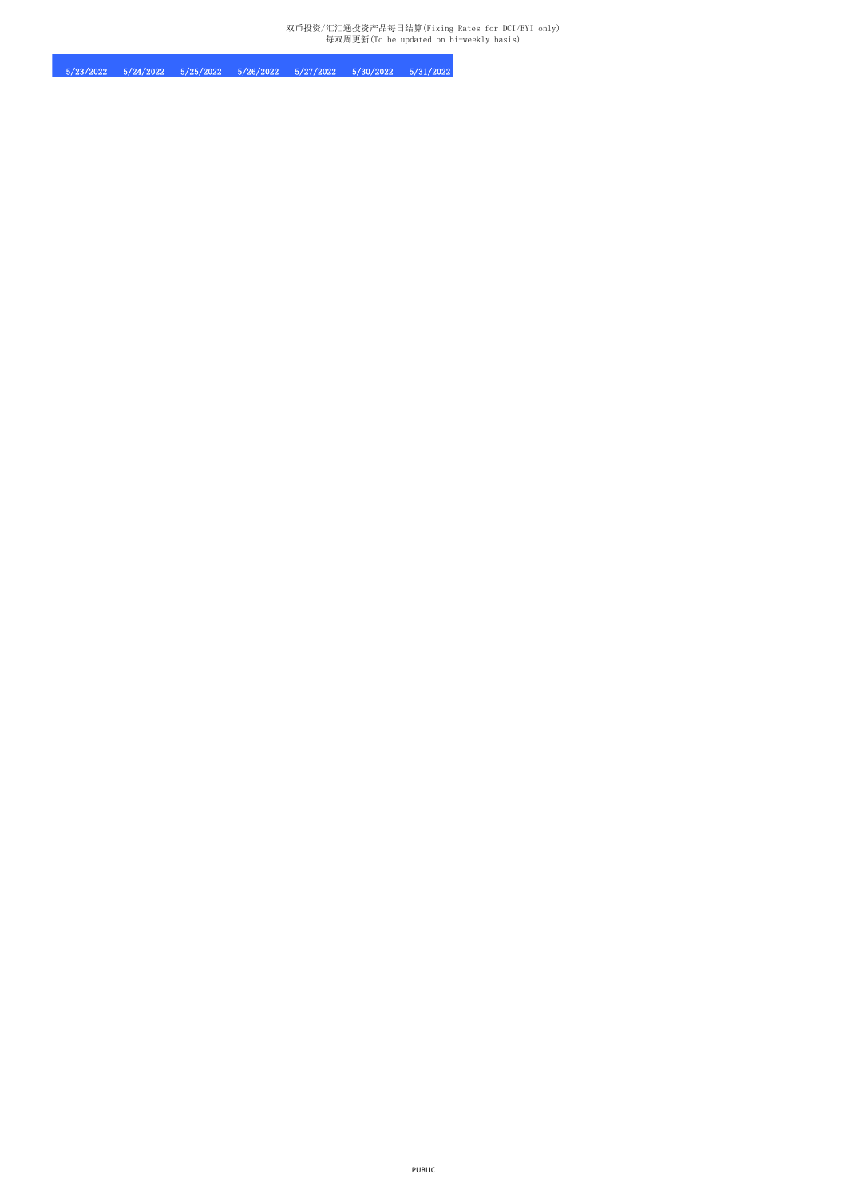双币投资/汇汇通投资产品每日结算(Fixing Rates for DCI/EYI only)
每双周更新(To be updated on bi-weekly basis)

| 5/23/2022 | 5/24/2022 | 5/25/2022 | 5/26/2022 | 5/27/2022 | 5/30/2022 | 5/31/2022 |
|---|---|---|---|---|---|---|

PUBLIC